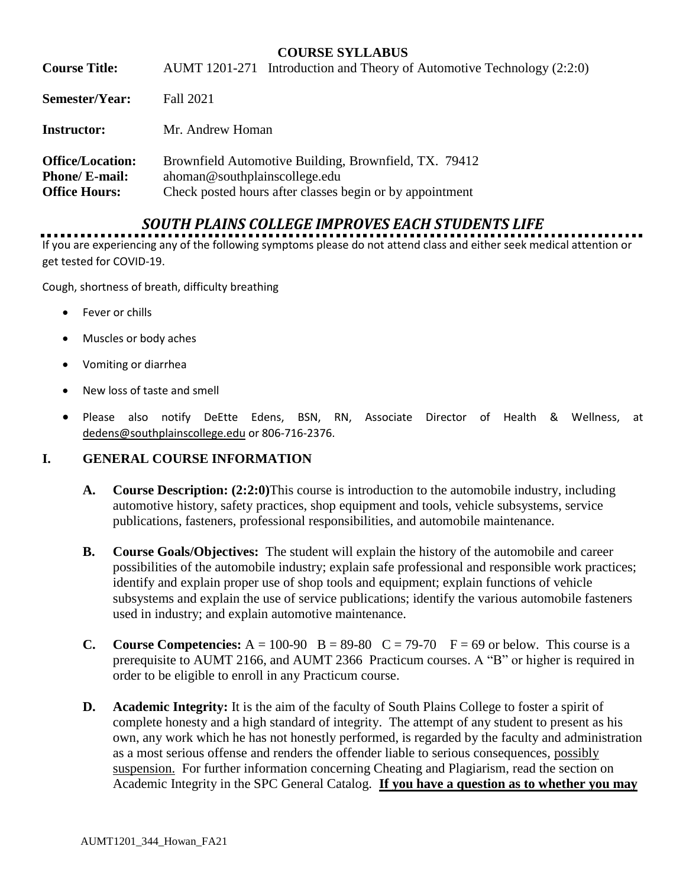**COURSE SYLLABUS**

**Course Title:** AUMT 1201-271 Introduction and Theory of Automotive Technology (2:2:0)

**Semester/Year:** Fall 2021

**Instructor:** Mr. Andrew Homan

**Office/Location:** Brownfield Automotive Building, Brownfield, TX. 79412
**Phone/ E-mail:** ahoman@southplainscollege.edu
**Office Hours:** Check posted hours after classes begin or by appointment

## *SOUTH PLAINS COLLEGE IMPROVES EACH STUDENTS LIFE*

If you are experiencing any of the following symptoms please do not attend class and either seek medical attention or get tested for COVID-19.

Cough, shortness of breath, difficulty breathing

- Fever or chills
- Muscles or body aches
- Vomiting or diarrhea
- New loss of taste and smell
- Please also notify DeEtte Edens, BSN, RN, Associate Director of Health & Wellness, at dedens@southplainscollege.edu or 806-716-2376.

## I. GENERAL COURSE INFORMATION

**A. Course Description: (2:2:0)**This course is introduction to the automobile industry, including automotive history, safety practices, shop equipment and tools, vehicle subsystems, service publications, fasteners, professional responsibilities, and automobile maintenance.

**B. Course Goals/Objectives:** The student will explain the history of the automobile and career possibilities of the automobile industry; explain safe professional and responsible work practices; identify and explain proper use of shop tools and equipment; explain functions of vehicle subsystems and explain the use of service publications; identify the various automobile fasteners used in industry; and explain automotive maintenance.

**C. Course Competencies:** A = 100-90 B = 89-80 C = 79-70 F = 69 or below. This course is a prerequisite to AUMT 2166, and AUMT 2366 Practicum courses. A "B" or higher is required in order to be eligible to enroll in any Practicum course.

**D. Academic Integrity:** It is the aim of the faculty of South Plains College to foster a spirit of complete honesty and a high standard of integrity. The attempt of any student to present as his own, any work which he has not honestly performed, is regarded by the faculty and administration as a most serious offense and renders the offender liable to serious consequences, possibly suspension. For further information concerning Cheating and Plagiarism, read the section on Academic Integrity in the SPC General Catalog. **If you have a question as to whether you may**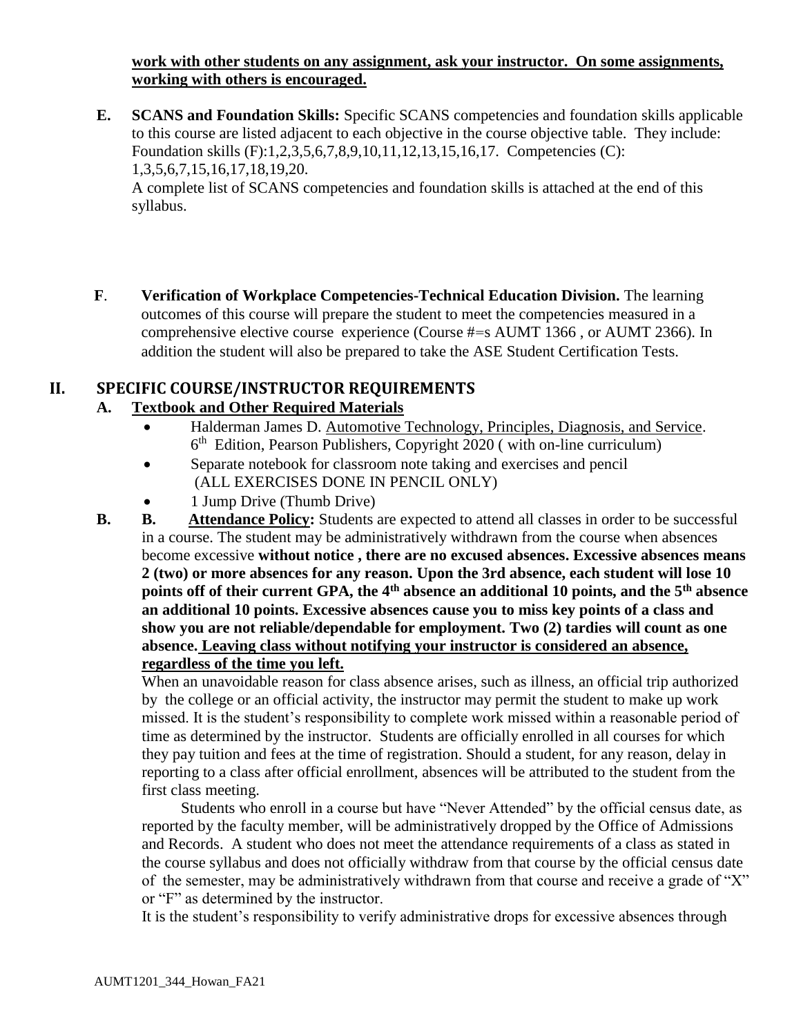**work with other students on any assignment, ask your instructor. On some assignments, working with others is encouraged.**

**E. SCANS and Foundation Skills:** Specific SCANS competencies and foundation skills applicable to this course are listed adjacent to each objective in the course objective table. They include: Foundation skills (F):1,2,3,5,6,7,8,9,10,11,12,13,15,16,17. Competencies (C): 1,3,5,6,7,15,16,17,18,19,20.
A complete list of SCANS competencies and foundation skills is attached at the end of this syllabus.

**F**. **Verification of Workplace Competencies-Technical Education Division.** The learning outcomes of this course will prepare the student to meet the competencies measured in a comprehensive elective course experience (Course #=s AUMT 1366 , or AUMT 2366). In addition the student will also be prepared to take the ASE Student Certification Tests.

## II. SPECIFIC COURSE/INSTRUCTOR REQUIREMENTS

### A. Textbook and Other Required Materials

- Halderman James D. Automotive Technology, Principles, Diagnosis, and Service. 6th Edition, Pearson Publishers, Copyright 2020 ( with on-line curriculum)
- Separate notebook for classroom note taking and exercises and pencil (ALL EXERCISES DONE IN PENCIL ONLY)
- 1 Jump Drive (Thumb Drive)

**B. B. Attendance Policy:** Students are expected to attend all classes in order to be successful in a course. The student may be administratively withdrawn from the course when absences become excessive **without notice , there are no excused absences. Excessive absences means 2 (two) or more absences for any reason. Upon the 3rd absence, each student will lose 10 points off of their current GPA, the 4th absence an additional 10 points, and the 5th absence an additional 10 points. Excessive absences cause you to miss key points of a class and show you are not reliable/dependable for employment. Two (2) tardies will count as one absence. Leaving class without notifying your instructor is considered an absence, regardless of the time you left.**

When an unavoidable reason for class absence arises, such as illness, an official trip authorized by the college or an official activity, the instructor may permit the student to make up work missed. It is the student's responsibility to complete work missed within a reasonable period of time as determined by the instructor. Students are officially enrolled in all courses for which they pay tuition and fees at the time of registration. Should a student, for any reason, delay in reporting to a class after official enrollment, absences will be attributed to the student from the first class meeting.

Students who enroll in a course but have "Never Attended" by the official census date, as reported by the faculty member, will be administratively dropped by the Office of Admissions and Records. A student who does not meet the attendance requirements of a class as stated in the course syllabus and does not officially withdraw from that course by the official census date of the semester, may be administratively withdrawn from that course and receive a grade of "X" or "F" as determined by the instructor.

It is the student's responsibility to verify administrative drops for excessive absences through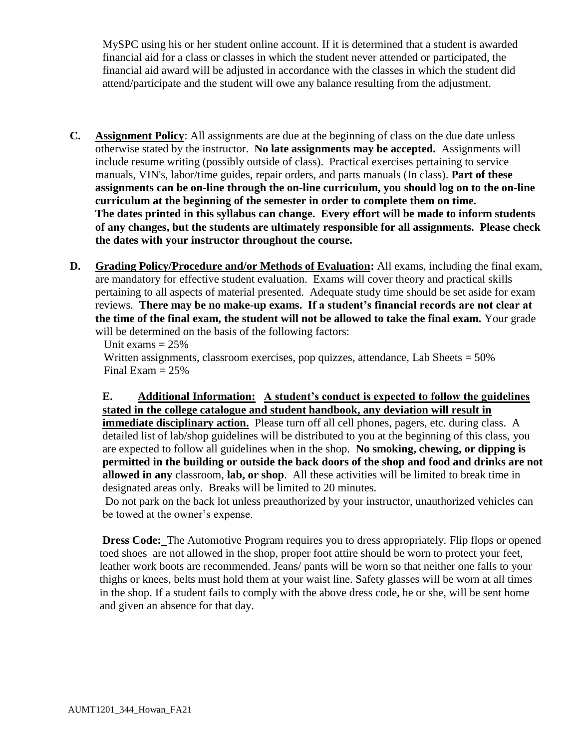MySPC using his or her student online account. If it is determined that a student is awarded financial aid for a class or classes in which the student never attended or participated, the financial aid award will be adjusted in accordance with the classes in which the student did attend/participate and the student will owe any balance resulting from the adjustment.

**C. Assignment Policy**: All assignments are due at the beginning of class on the due date unless otherwise stated by the instructor. **No late assignments may be accepted.** Assignments will include resume writing (possibly outside of class). Practical exercises pertaining to service manuals, VIN's, labor/time guides, repair orders, and parts manuals (In class). **Part of these assignments can be on-line through the on-line curriculum, you should log on to the on-line curriculum at the beginning of the semester in order to complete them on time. The dates printed in this syllabus can change. Every effort will be made to inform students of any changes, but the students are ultimately responsible for all assignments. Please check the dates with your instructor throughout the course.**

**D. Grading Policy/Procedure and/or Methods of Evaluation:** All exams, including the final exam, are mandatory for effective student evaluation. Exams will cover theory and practical skills pertaining to all aspects of material presented. Adequate study time should be set aside for exam reviews. **There may be no make-up exams. If a student's financial records are not clear at the time of the final exam, the student will not be allowed to take the final exam.** Your grade will be determined on the basis of the following factors:

Unit exams = 25%
Written assignments, classroom exercises, pop quizzes, attendance, Lab Sheets = 50%
Final Exam = 25%

**E. Additional Information: A student's conduct is expected to follow the guidelines stated in the college catalogue and student handbook, any deviation will result in immediate disciplinary action.** Please turn off all cell phones, pagers, etc. during class. A detailed list of lab/shop guidelines will be distributed to you at the beginning of this class, you are expected to follow all guidelines when in the shop. **No smoking, chewing, or dipping is permitted in the building or outside the back doors of the shop and food and drinks are not allowed in any** classroom, **lab, or shop**. All these activities will be limited to break time in designated areas only. Breaks will be limited to 20 minutes.

Do not park on the back lot unless preauthorized by your instructor, unauthorized vehicles can be towed at the owner's expense.

**Dress Code:** The Automotive Program requires you to dress appropriately. Flip flops or opened toed shoes are not allowed in the shop, proper foot attire should be worn to protect your feet, leather work boots are recommended. Jeans/ pants will be worn so that neither one falls to your thighs or knees, belts must hold them at your waist line. Safety glasses will be worn at all times in the shop. If a student fails to comply with the above dress code, he or she, will be sent home and given an absence for that day.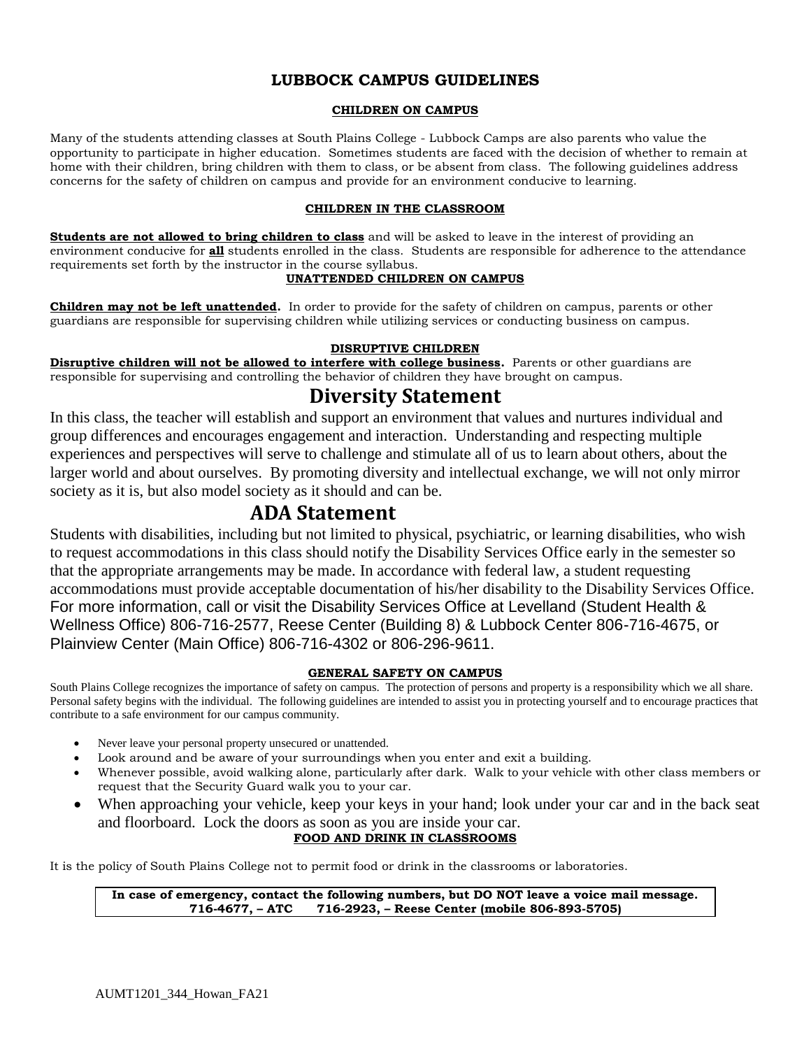# LUBBOCK CAMPUS GUIDELINES

## CHILDREN ON CAMPUS

Many of the students attending classes at South Plains College - Lubbock Camps are also parents who value the opportunity to participate in higher education. Sometimes students are faced with the decision of whether to remain at home with their children, bring children with them to class, or be absent from class. The following guidelines address concerns for the safety of children on campus and provide for an environment conducive to learning.

### CHILDREN IN THE CLASSROOM

**Students are not allowed to bring children to class** and will be asked to leave in the interest of providing an environment conducive for **all** students enrolled in the class. Students are responsible for adherence to the attendance requirements set forth by the instructor in the course syllabus.

### UNATTENDED CHILDREN ON CAMPUS

**Children may not be left unattended.** In order to provide for the safety of children on campus, parents or other guardians are responsible for supervising children while utilizing services or conducting business on campus.

### DISRUPTIVE CHILDREN

**Disruptive children will not be allowed to interfere with college business.** Parents or other guardians are responsible for supervising and controlling the behavior of children they have brought on campus.

## Diversity Statement

In this class, the teacher will establish and support an environment that values and nurtures individual and group differences and encourages engagement and interaction. Understanding and respecting multiple experiences and perspectives will serve to challenge and stimulate all of us to learn about others, about the larger world and about ourselves. By promoting diversity and intellectual exchange, we will not only mirror society as it is, but also model society as it should and can be.

## ADA Statement

Students with disabilities, including but not limited to physical, psychiatric, or learning disabilities, who wish to request accommodations in this class should notify the Disability Services Office early in the semester so that the appropriate arrangements may be made. In accordance with federal law, a student requesting accommodations must provide acceptable documentation of his/her disability to the Disability Services Office. For more information, call or visit the Disability Services Office at Levelland (Student Health & Wellness Office) 806-716-2577, Reese Center (Building 8) & Lubbock Center 806-716-4675, or Plainview Center (Main Office) 806-716-4302 or 806-296-9611.

### GENERAL SAFETY ON CAMPUS

South Plains College recognizes the importance of safety on campus. The protection of persons and property is a responsibility which we all share. Personal safety begins with the individual. The following guidelines are intended to assist you in protecting yourself and to encourage practices that contribute to a safe environment for our campus community.

- Never leave your personal property unsecured or unattended.
- Look around and be aware of your surroundings when you enter and exit a building.
- Whenever possible, avoid walking alone, particularly after dark. Walk to your vehicle with other class members or request that the Security Guard walk you to your car.
- When approaching your vehicle, keep your keys in your hand; look under your car and in the back seat and floorboard. Lock the doors as soon as you are inside your car.

### FOOD AND DRINK IN CLASSROOMS

It is the policy of South Plains College not to permit food or drink in the classrooms or laboratories.

**In case of emergency, contact the following numbers, but DO NOT leave a voice mail message.**
**716-4677, – ATC 716-2923, – Reese Center (mobile 806-893-5705)**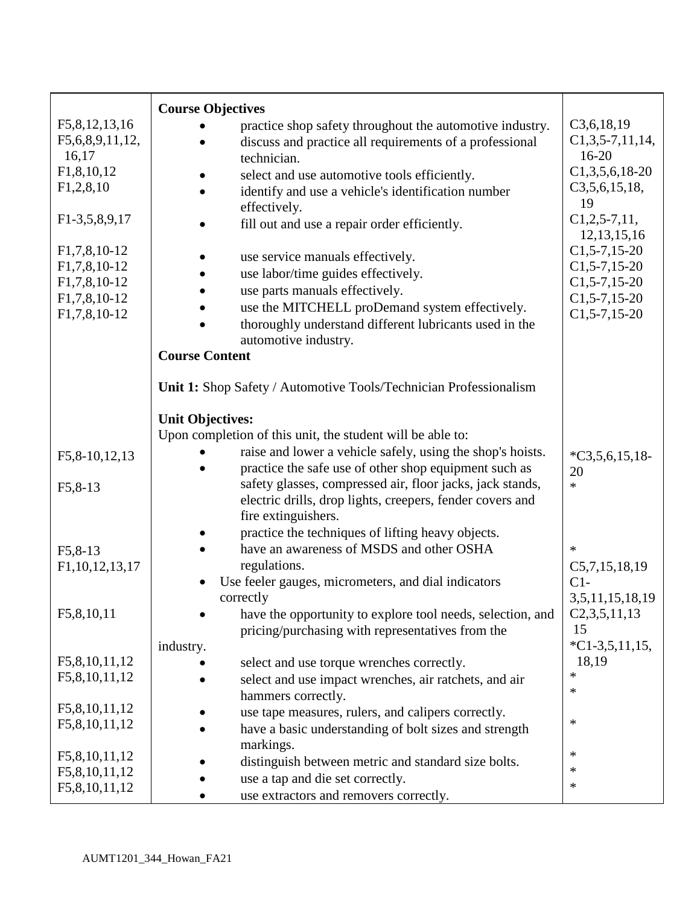| | **Course Objectives** | |
|---|---|---|
| F5,8,12,13,16 | • practice shop safety throughout the automotive industry. | C3,6,18,19 |
| F5,6,8,9,11,12, 16,17 | • discuss and practice all requirements of a professional technician. | C1,3,5-7,11,14, 16-20 |
| F1,8,10,12 | • select and use automotive tools efficiently. | C1,3,5,6,18-20 |
| F1,2,8,10 | • identify and use a vehicle's identification number effectively. | C3,5,6,15,18, 19 |
| F1-3,5,8,9,17 | • fill out and use a repair order efficiently. | C1,2,5-7,11, 12,13,15,16 |
| F1,7,8,10-12 | • use service manuals effectively. | C1,5-7,15-20 |
| F1,7,8,10-12 | • use labor/time guides effectively. | C1,5-7,15-20 |
| F1,7,8,10-12 | • use parts manuals effectively. | C1,5-7,15-20 |
| F1,7,8,10-12 | • use the MITCHELL proDemand system effectively. | C1,5-7,15-20 |
| F1,7,8,10-12 | • thoroughly understand different lubricants used in the automotive industry. | C1,5-7,15-20 |
| | **Course Content** | |
| | **Unit 1:** Shop Safety / Automotive Tools/Technician Professionalism | |
| | **Unit Objectives:** Upon completion of this unit, the student will be able to: | |
| F5,8-10,12,13 | • raise and lower a vehicle safely, using the shop's hoists. | *C3,5,6,15,18-20 |
| F5,8-13 | • practice the safe use of other shop equipment such as safety glasses, compressed air, floor jacks, jack stands, electric drills, drop lights, creepers, fender covers and fire extinguishers. | * |
| F5,8-13 | • practice the techniques of lifting heavy objects. | * |
| F1,10,12,13,17 | • have an awareness of MSDS and other OSHA regulations. | C5,7,15,18,19 |
| | • Use feeler gauges, micrometers, and dial indicators correctly | C1-3,5,11,15,18,19 |
| F5,8,10,11 | • have the opportunity to explore tool needs, selection, and pricing/purchasing with representatives from the industry. | C2,3,5,11,13 15 |
| F5,8,10,11,12 | • select and use torque wrenches correctly. | *C1-3,5,11,15, 18,19 |
| F5,8,10,11,12 | • select and use impact wrenches, air ratchets, and air hammers correctly. | * |
| F5,8,10,11,12 | • use tape measures, rulers, and calipers correctly. | * |
| F5,8,10,11,12 | • have a basic understanding of bolt sizes and strength markings. | * |
| F5,8,10,11,12 | • distinguish between metric and standard size bolts. | * |
| F5,8,10,11,12 | • use a tap and die set correctly. | * |
| F5,8,10,11,12 | • use extractors and removers correctly. | * |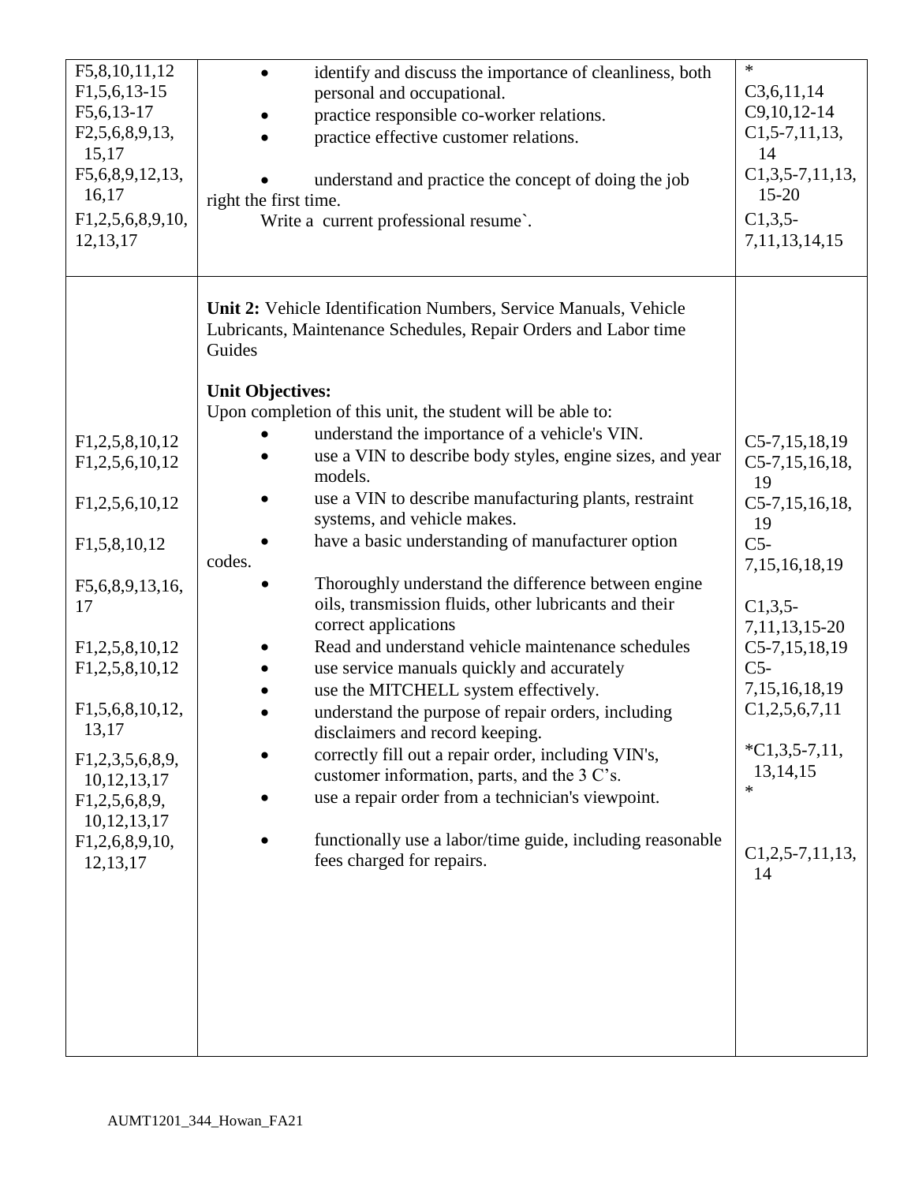| | | |
|---|---|---|
| F5,8,10,11,12<br>F1,5,6,13-15<br>F5,6,13-17<br>F2,5,6,8,9,13,15,17<br>F5,6,8,9,12,13,16,17<br>F1,2,5,6,8,9,10,12,13,17 | • identify and discuss the importance of cleanliness, both personal and occupational.<br>• practice responsible co-worker relations.<br>• practice effective customer relations.<br>• understand and practice the concept of doing the job right the first time.<br>Write a current professional resume`. | *<br>C3,6,11,14<br>C9,10,12-14<br>C1,5-7,11,13,14<br>C1,3,5-7,11,13,15-20<br>C1,3,5-7,11,13,14,15 |
| F1,2,5,8,10,12<br>F1,2,5,6,10,12<br>F1,2,5,6,10,12<br>F1,5,8,10,12<br>F5,6,8,9,13,16,17<br>F1,2,5,8,10,12<br>F1,2,5,8,10,12<br>F1,5,6,8,10,12,13,17<br>F1,2,3,5,6,8,9,10,12,13,17<br>F1,2,5,6,8,9,10,12,13,17<br>F1,2,6,8,9,10,12,13,17 | **Unit 2:** Vehicle Identification Numbers, Service Manuals, Vehicle Lubricants, Maintenance Schedules, Repair Orders and Labor time Guides<br><br>**Unit Objectives:**<br>Upon completion of this unit, the student will be able to:<br>• understand the importance of a vehicle's VIN.<br>• use a VIN to describe body styles, engine sizes, and year models.<br>• use a VIN to describe manufacturing plants, restraint systems, and vehicle makes.<br>• have a basic understanding of manufacturer option codes.<br>• Thoroughly understand the difference between engine oils, transmission fluids, other lubricants and their correct applications<br>• Read and understand vehicle maintenance schedules<br>• use service manuals quickly and accurately<br>• use the MITCHELL system effectively.<br>• understand the purpose of repair orders, including disclaimers and record keeping.<br>• correctly fill out a repair order, including VIN's, customer information, parts, and the 3 C's.<br>• use a repair order from a technician's viewpoint.<br>• functionally use a labor/time guide, including reasonable fees charged for repairs. | C5-7,15,18,19<br>C5-7,15,16,18,19<br>C5-7,15,16,18,19<br>C5-7,15,16,18,19<br>C1,3,5-7,11,13,15-20<br>C5-7,15,18,19<br>C5-7,15,16,18,19<br>C1,2,5,6,7,11<br>*C1,3,5-7,11,13,14,15<br>*<br>C1,2,5-7,11,13,14 |

AUMT1201_344_Howan_FA21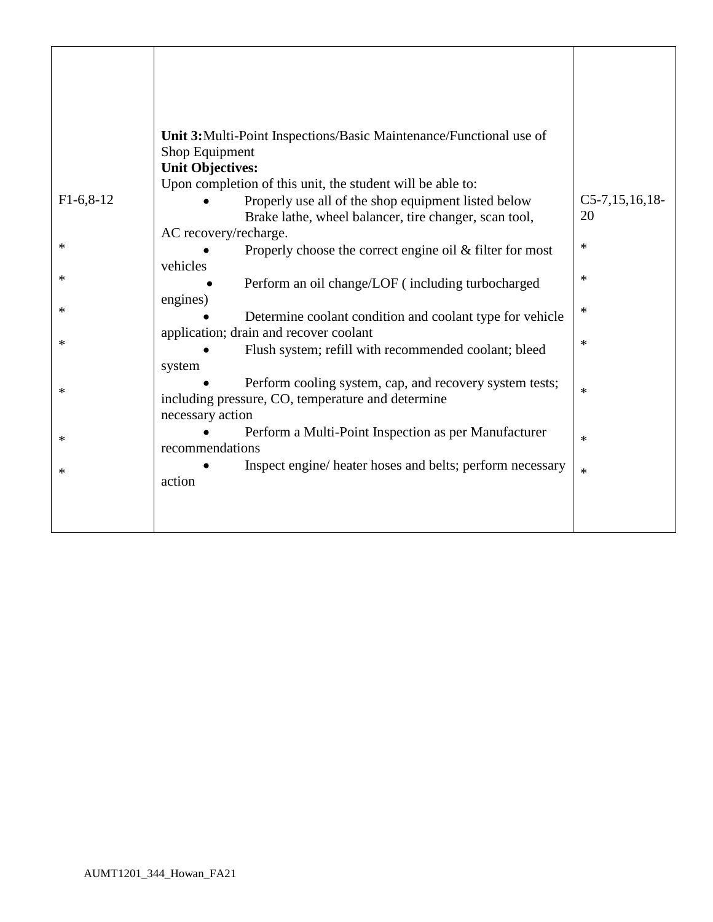| | | |
|---|---|---|
| F1-6,8-12<br><br>*<br><br>*<br><br>*<br><br>*<br><br>*<br><br>*<br><br>* | **Unit 3:** Multi-Point Inspections/Basic Maintenance/Functional use of Shop Equipment<br>**Unit Objectives:**<br>Upon completion of this unit, the student will be able to:<br>• Properly use all of the shop equipment listed below Brake lathe, wheel balancer, tire changer, scan tool, AC recovery/recharge.<br>• Properly choose the correct engine oil & filter for most vehicles<br>• Perform an oil change/LOF ( including turbocharged engines)<br>• Determine coolant condition and coolant type for vehicle application; drain and recover coolant<br>• Flush system; refill with recommended coolant; bleed system<br>• Perform cooling system, cap, and recovery system tests; including pressure, CO, temperature and determine necessary action<br>• Perform a Multi-Point Inspection as per Manufacturer recommendations<br>• Inspect engine/ heater hoses and belts; perform necessary action | C5-7,15,16,18-20<br><br>*<br><br>*<br><br>*<br><br>*<br><br>*<br><br>*<br><br>* |

AUMT1201_344_Howan_FA21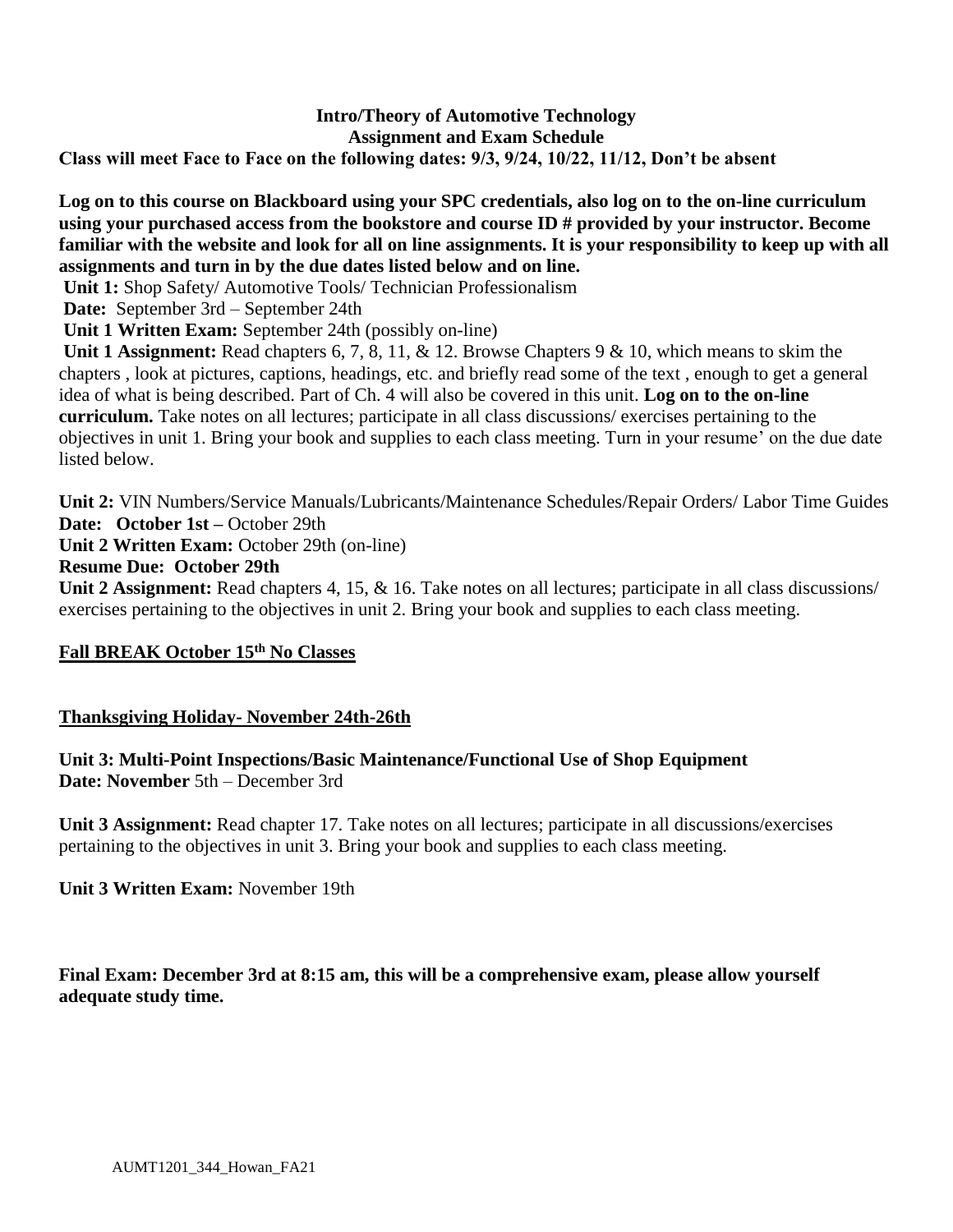**Intro/Theory of Automotive Technology**
**Assignment and Exam Schedule**

**Class will meet Face to Face on the following dates: 9/3, 9/24, 10/22, 11/12, Don't be absent**

**Log on to this course on Blackboard using your SPC credentials, also log on to the on-line curriculum using your purchased access from the bookstore and course ID # provided by your instructor. Become familiar with the website and look for all on line assignments. It is your responsibility to keep up with all assignments and turn in by the due dates listed below and on line.**

**Unit 1:** Shop Safety/ Automotive Tools/ Technician Professionalism

**Date:** September 3rd – September 24th

**Unit 1 Written Exam:** September 24th (possibly on-line)

**Unit 1 Assignment:** Read chapters 6, 7, 8, 11, & 12. Browse Chapters 9 & 10, which means to skim the chapters , look at pictures, captions, headings, etc. and briefly read some of the text , enough to get a general idea of what is being described. Part of Ch. 4 will also be covered in this unit. **Log on to the on-line curriculum.** Take notes on all lectures; participate in all class discussions/ exercises pertaining to the objectives in unit 1. Bring your book and supplies to each class meeting. Turn in your resume' on the due date listed below.

**Unit 2:** VIN Numbers/Service Manuals/Lubricants/Maintenance Schedules/Repair Orders/ Labor Time Guides

**Date: October 1st –** October 29th

**Unit 2 Written Exam:** October 29th (on-line)

**Resume Due: October 29th**

**Unit 2 Assignment:** Read chapters 4, 15, & 16. Take notes on all lectures; participate in all class discussions/ exercises pertaining to the objectives in unit 2. Bring your book and supplies to each class meeting.

**<u>Fall BREAK October 15th No Classes</u>**

**<u>Thanksgiving Holiday- November 24th-26th</u>**

**Unit 3: Multi-Point Inspections/Basic Maintenance/Functional Use of Shop Equipment**

**Date: November** 5th – December 3rd

**Unit 3 Assignment:** Read chapter 17. Take notes on all lectures; participate in all discussions/exercises pertaining to the objectives in unit 3. Bring your book and supplies to each class meeting.

**Unit 3 Written Exam:** November 19th

**Final Exam: December 3rd at 8:15 am, this will be a comprehensive exam, please allow yourself adequate study time.**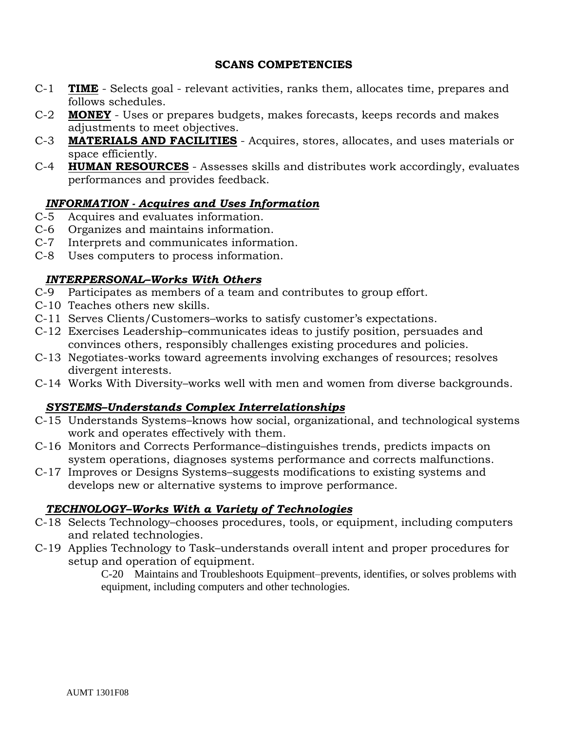## SCANS COMPETENCIES

C-1 **TIME** - Selects goal - relevant activities, ranks them, allocates time, prepares and follows schedules.

C-2 **MONEY** - Uses or prepares budgets, makes forecasts, keeps records and makes adjustments to meet objectives.

C-3 **MATERIALS AND FACILITIES** - Acquires, stores, allocates, and uses materials or space efficiently.

C-4 **HUMAN RESOURCES** - Assesses skills and distributes work accordingly, evaluates performances and provides feedback.

***INFORMATION - Acquires and Uses Information***

C-5 Acquires and evaluates information.
C-6 Organizes and maintains information.
C-7 Interprets and communicates information.
C-8 Uses computers to process information.

***INTERPERSONAL–Works With Others***

C-9 Participates as members of a team and contributes to group effort.
C-10 Teaches others new skills.
C-11 Serves Clients/Customers–works to satisfy customer's expectations.
C-12 Exercises Leadership–communicates ideas to justify position, persuades and convinces others, responsibly challenges existing procedures and policies.
C-13 Negotiates-works toward agreements involving exchanges of resources; resolves divergent interests.
C-14 Works With Diversity–works well with men and women from diverse backgrounds.

***SYSTEMS–Understands Complex Interrelationships***

C-15 Understands Systems–knows how social, organizational, and technological systems work and operates effectively with them.
C-16 Monitors and Corrects Performance–distinguishes trends, predicts impacts on system operations, diagnoses systems performance and corrects malfunctions.
C-17 Improves or Designs Systems–suggests modifications to existing systems and develops new or alternative systems to improve performance.

***TECHNOLOGY–Works With a Variety of Technologies***

C-18 Selects Technology–chooses procedures, tools, or equipment, including computers and related technologies.
C-19 Applies Technology to Task–understands overall intent and proper procedures for setup and operation of equipment.
C-20 Maintains and Troubleshoots Equipment–prevents, identifies, or solves problems with equipment, including computers and other technologies.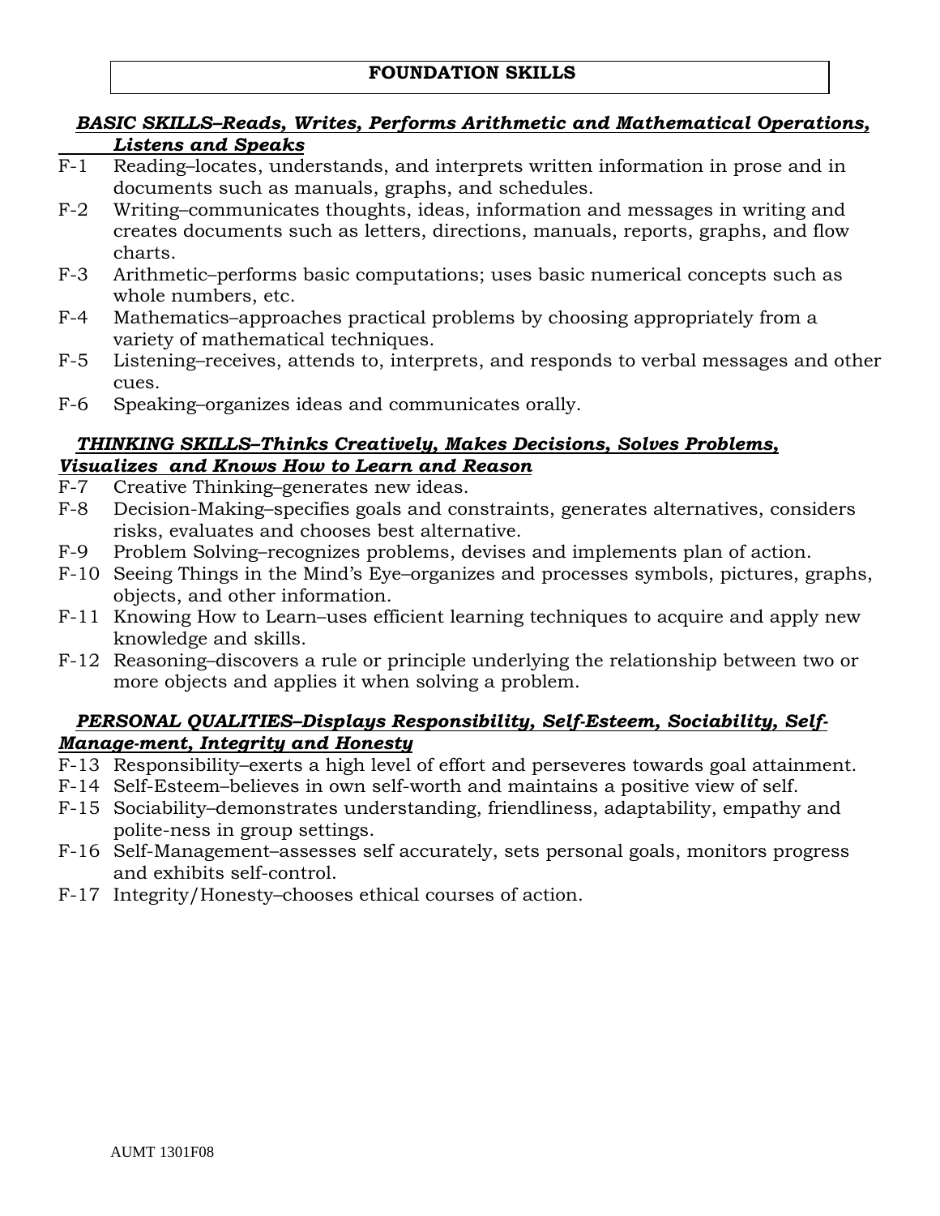## FOUNDATION SKILLS

***BASIC SKILLS–Reads, Writes, Performs Arithmetic and Mathematical Operations, Listens and Speaks***

F-1 Reading–locates, understands, and interprets written information in prose and in documents such as manuals, graphs, and schedules.

F-2 Writing–communicates thoughts, ideas, information and messages in writing and creates documents such as letters, directions, manuals, reports, graphs, and flow charts.

F-3 Arithmetic–performs basic computations; uses basic numerical concepts such as whole numbers, etc.

F-4 Mathematics–approaches practical problems by choosing appropriately from a variety of mathematical techniques.

F-5 Listening–receives, attends to, interprets, and responds to verbal messages and other cues.

F-6 Speaking–organizes ideas and communicates orally.

***THINKING SKILLS–Thinks Creatively, Makes Decisions, Solves Problems, Visualizes and Knows How to Learn and Reason***

F-7 Creative Thinking–generates new ideas.

F-8 Decision-Making–specifies goals and constraints, generates alternatives, considers risks, evaluates and chooses best alternative.

F-9 Problem Solving–recognizes problems, devises and implements plan of action.

F-10 Seeing Things in the Mind's Eye–organizes and processes symbols, pictures, graphs, objects, and other information.

F-11 Knowing How to Learn–uses efficient learning techniques to acquire and apply new knowledge and skills.

F-12 Reasoning–discovers a rule or principle underlying the relationship between two or more objects and applies it when solving a problem.

***PERSONAL QUALITIES–Displays Responsibility, Self-Esteem, Sociability, Self-Manage-ment, Integrity and Honesty***

F-13 Responsibility–exerts a high level of effort and perseveres towards goal attainment.

F-14 Self-Esteem–believes in own self-worth and maintains a positive view of self.

F-15 Sociability–demonstrates understanding, friendliness, adaptability, empathy and polite-ness in group settings.

F-16 Self-Management–assesses self accurately, sets personal goals, monitors progress and exhibits self-control.

F-17 Integrity/Honesty–chooses ethical courses of action.